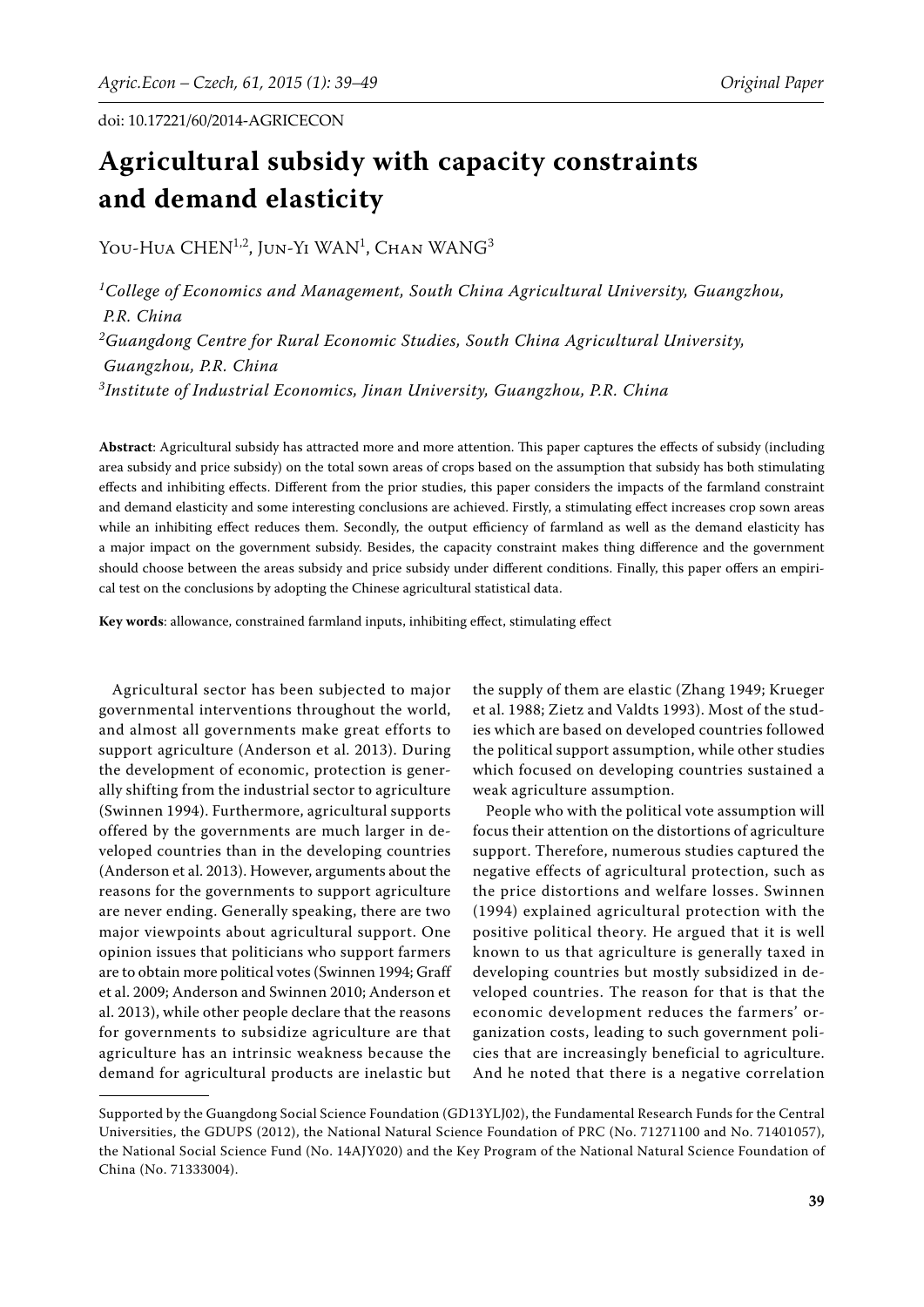doi: 10.17221/60/2014-AGRICECON

# Agricultural subsidy with capacity constraints and demand elasticity

You-Hua CHEN[1,2], Jun-Yi WAN[1], Chan WANG[3]

[1]*College of Economics and Management, South China Agricultural University, Guangzhou, P.R. China*

[2]*Guangdong Centre for Rural Economic Studies, South China Agricultural University, Guangzhou, P.R. China*

[3]*Institute of Industrial Economics, Jinan University, Guangzhou, P.R. China*

**Abstract**: Agricultural subsidy has attracted more and more attention. This paper captures the effects of subsidy (including area subsidy and price subsidy) on the total sown areas of crops based on the assumption that subsidy has both stimulating effects and inhibiting effects. Different from the prior studies, this paper considers the impacts of the farmland constraint and demand elasticity and some interesting conclusions are achieved. Firstly, a stimulating effect increases crop sown areas while an inhibiting effect reduces them. Secondly, the output efficiency of farmland as well as the demand elasticity has a major impact on the government subsidy. Besides, the capacity constraint makes thing difference and the government should choose between the areas subsidy and price subsidy under different conditions. Finally, this paper offers an empirical test on the conclusions by adopting the Chinese agricultural statistical data.

**Key words**: allowance, constrained farmland inputs, inhibiting effect, stimulating effect

Agricultural sector has been subjected to major governmental interventions throughout the world, and almost all governments make great efforts to support agriculture (Anderson et al. 2013). During the development of economic, protection is generally shifting from the industrial sector to agriculture (Swinnen 1994). Furthermore, agricultural supports offered by the governments are much larger in developed countries than in the developing countries (Anderson et al. 2013). However, arguments about the reasons for the governments to support agriculture are never ending. Generally speaking, there are two major viewpoints about agricultural support. One opinion issues that politicians who support farmers are to obtain more political votes (Swinnen 1994; Graff et al. 2009; Anderson and Swinnen 2010; Anderson et al. 2013), while other people declare that the reasons for governments to subsidize agriculture are that agriculture has an intrinsic weakness because the demand for agricultural products are inelastic but the supply of them are elastic (Zhang 1949; Krueger et al. 1988; Zietz and Valdts 1993). Most of the studies which are based on developed countries followed the political support assumption, while other studies which focused on developing countries sustained a weak agriculture assumption.

People who with the political vote assumption will focus their attention on the distortions of agriculture support. Therefore, numerous studies captured the negative effects of agricultural protection, such as the price distortions and welfare losses. Swinnen (1994) explained agricultural protection with the positive political theory. He argued that it is well known to us that agriculture is generally taxed in developing countries but mostly subsidized in developed countries. The reason for that is that the economic development reduces the farmers' organization costs, leading to such government policies that are increasingly beneficial to agriculture. And he noted that there is a negative correlation

---

Supported by the Guangdong Social Science Foundation (GD13YLJ02), the Fundamental Research Funds for the Central Universities, the GDUPS (2012), the National Natural Science Foundation of PRC (No. 71271100 and No. 71401057), the National Social Science Fund (No. 14AJY020) and the Key Program of the National Natural Science Foundation of China (No. 71333004).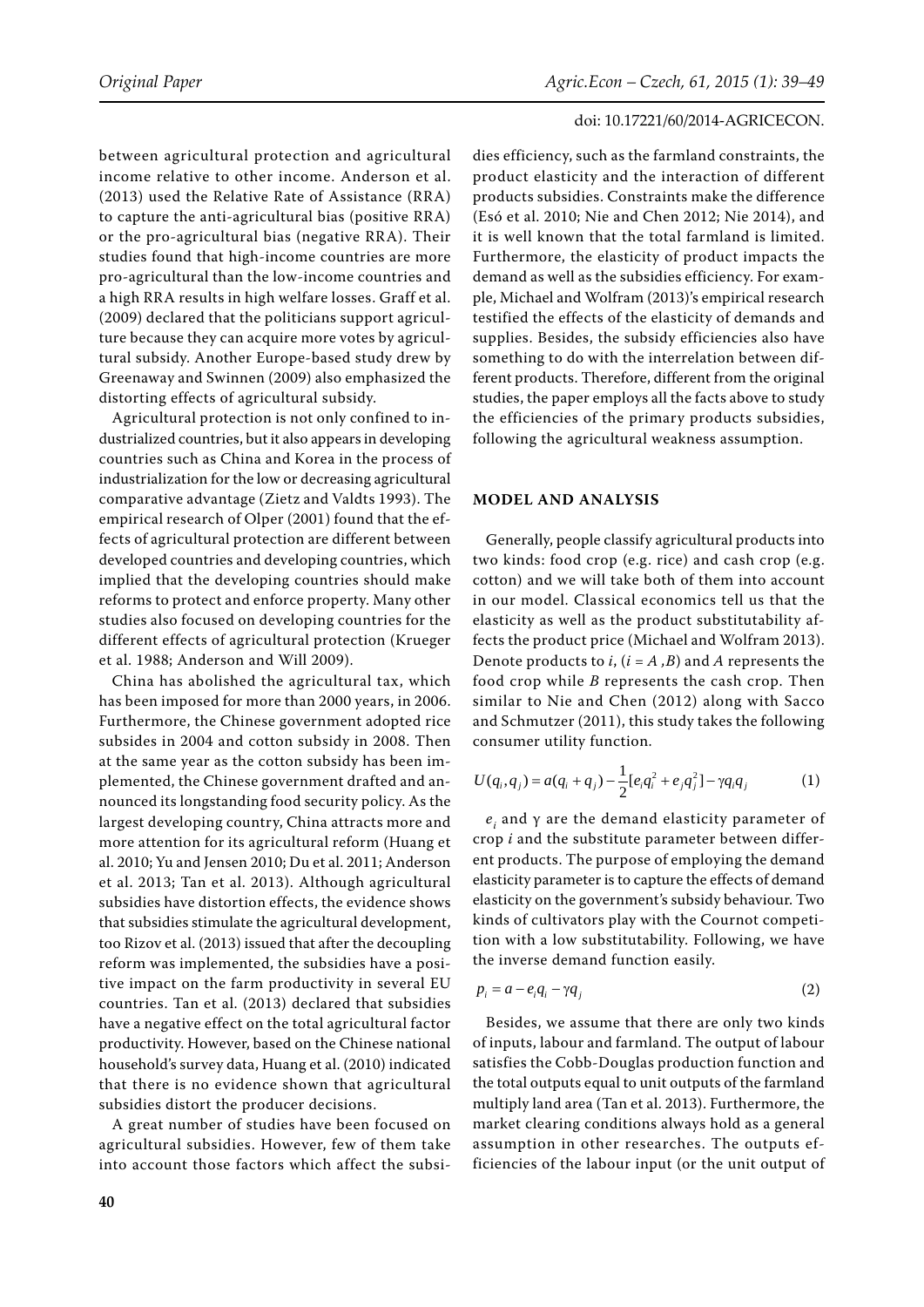between agricultural protection and agricultural income relative to other income. Anderson et al. (2013) used the Relative Rate of Assistance (RRA) to capture the anti-agricultural bias (positive RRA) or the pro-agricultural bias (negative RRA). Their studies found that high-income countries are more pro-agricultural than the low-income countries and a high RRA results in high welfare losses. Graff et al. (2009) declared that the politicians support agriculture because they can acquire more votes by agricultural subsidy. Another Europe-based study drew by Greenaway and Swinnen (2009) also emphasized the distorting effects of agricultural subsidy.

Agricultural protection is not only confined to industrialized countries, but it also appears in developing countries such as China and Korea in the process of industrialization for the low or decreasing agricultural comparative advantage (Zietz and Valdts 1993). The empirical research of Olper (2001) found that the effects of agricultural protection are different between developed countries and developing countries, which implied that the developing countries should make reforms to protect and enforce property. Many other studies also focused on developing countries for the different effects of agricultural protection (Krueger et al. 1988; Anderson and Will 2009).

China has abolished the agricultural tax, which has been imposed for more than 2000 years, in 2006. Furthermore, the Chinese government adopted rice subsides in 2004 and cotton subsidy in 2008. Then at the same year as the cotton subsidy has been implemented, the Chinese government drafted and announced its longstanding food security policy. As the largest developing country, China attracts more and more attention for its agricultural reform (Huang et al. 2010; Yu and Jensen 2010; Du et al. 2011; Anderson et al. 2013; Tan et al. 2013). Although agricultural subsidies have distortion effects, the evidence shows that subsidies stimulate the agricultural development, too Rizov et al. (2013) issued that after the decoupling reform was implemented, the subsidies have a positive impact on the farm productivity in several EU countries. Tan et al. (2013) declared that subsidies have a negative effect on the total agricultural factor productivity. However, based on the Chinese national household's survey data, Huang et al. (2010) indicated that there is no evidence shown that agricultural subsidies distort the producer decisions.

A great number of studies have been focused on agricultural subsidies. However, few of them take into account those factors which affect the subsidies efficiency, such as the farmland constraints, the product elasticity and the interaction of different products subsidies. Constraints make the difference (Esó et al. 2010; Nie and Chen 2012; Nie 2014), and it is well known that the total farmland is limited. Furthermore, the elasticity of product impacts the demand as well as the subsidies efficiency. For example, Michael and Wolfram (2013)'s empirical research testified the effects of the elasticity of demands and supplies. Besides, the subsidy efficiencies also have something to do with the interrelation between different products. Therefore, different from the original studies, the paper employs all the facts above to study the efficiencies of the primary products subsidies, following the agricultural weakness assumption.

## MODEL AND ANALYSIS

Generally, people classify agricultural products into two kinds: food crop (e.g. rice) and cash crop (e.g. cotton) and we will take both of them into account in our model. Classical economics tell us that the elasticity as well as the product substitutability affects the product price (Michael and Wolfram 2013). Denote products to $i$, ($i = A, B$) and $A$ represents the food crop while $B$ represents the cash crop. Then similar to Nie and Chen (2012) along with Sacco and Schmutzer (2011), this study takes the following consumer utility function.

$$U(q_i, q_j) = a(q_i + q_j) - \frac{1}{2}[e_i q_i^2 + e_j q_j^2] - \gamma q_i q_j \qquad (1)$$

$e_i$ and $\gamma$ are the demand elasticity parameter of crop $i$ and the substitute parameter between different products. The purpose of employing the demand elasticity parameter is to capture the effects of demand elasticity on the government's subsidy behaviour. Two kinds of cultivators play with the Cournot competition with a low substitutability. Following, we have the inverse demand function easily.

$$p_i = a - e_i q_i - \gamma q_j \qquad (2)$$

Besides, we assume that there are only two kinds of inputs, labour and farmland. The output of labour satisfies the Cobb-Douglas production function and the total outputs equal to unit outputs of the farmland multiply land area (Tan et al. 2013). Furthermore, the market clearing conditions always hold as a general assumption in other researches. The outputs efficiencies of the labour input (or the unit output of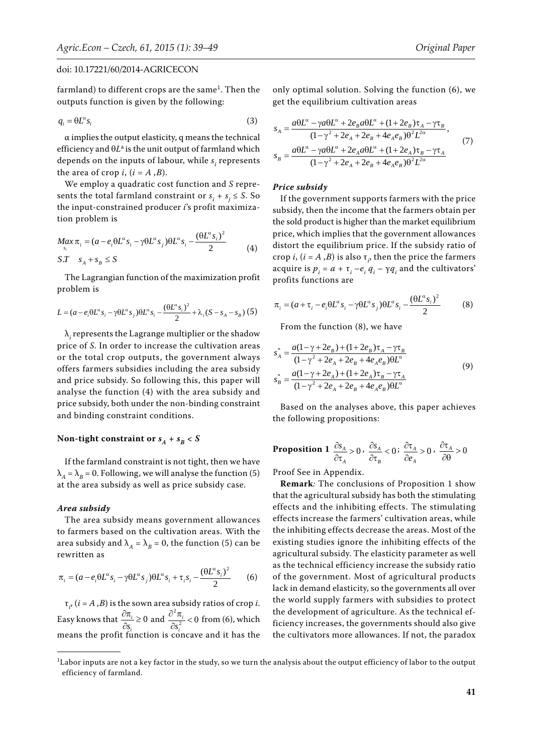farmland) to different crops are the same[1]. Then the outputs function is given by the following:

$$q_i = \theta L^\alpha s_i \tag{3}$$

α implies the output elasticity, q means the technical efficiency and $\theta L^a$ is the unit output of farmland which depends on the inputs of labour, while $s_i$ represents the area of crop $i$, $(i = A, B)$.

We employ a quadratic cost function and $S$ represents the total farmland constraint or $s_i + s_j \leq S$. So the input-constrained producer $i$'s profit maximization problem is

$$\underset{s_i}{Max}\, \pi_i = (a - e_i \theta L^\alpha s_i - \gamma \theta L^\alpha s_j)\theta L^\alpha s_i - \frac{(\theta L^\alpha s_i)^2}{2} \tag{4}$$
$$S.T \quad s_A + s_B \leq S$$

The Lagrangian function of the maximization profit problem is

$$L = (a - e_i \theta L^\alpha s_i - \gamma \theta L^\alpha s_j)\theta L^\alpha s_i - \frac{(\theta L^\alpha s_i)^2}{2} + \lambda_i (S - s_A - s_B) \tag{5}$$

$\lambda_i$ represents the Lagrange multiplier or the shadow price of $S$. In order to increase the cultivation areas or the total crop outputs, the government always offers farmers subsidies including the area subsidy and price subsidy. So following this, this paper will analyse the function (4) with the area subsidy and price subsidy, both under the non-binding constraint and binding constraint conditions.

### Non-tight constraint or $s_A + s_B < S$

If the farmland constraint is not tight, then we have $\lambda_A = \lambda_B = 0$. Following, we will analyse the function (5) at the area subsidy as well as price subsidy case.

#### *Area subsidy*

The area subsidy means government allowances to farmers based on the cultivation areas. With the area subsidy and $\lambda_A = \lambda_B = 0$, the function (5) can be rewritten as

$$\pi_i = (a - e_i \theta L^\alpha s_i - \gamma \theta L^\alpha s_j)\theta L^\alpha s_i + \tau_i s_i - \frac{(\theta L^\alpha s_i)^2}{2} \tag{6}$$

$\tau_i$, $(i = A, B)$ is the sown area subsidy ratios of crop $i$. Easy knows that $\frac{\partial \pi_i}{\partial s_i} \geq 0$ and $\frac{\partial^2 \pi_i}{\partial s_i^2} < 0$ from (6), which means the profit function is concave and it has the only optimal solution. Solving the function (6), we get the equilibrium cultivation areas

$$s_A = \frac{a\theta L^\alpha - \gamma a \theta L^\alpha + 2e_B a \theta L^\alpha + (1 + 2e_B)\tau_A - \gamma \tau_B}{(1 - \gamma^2 + 2e_A + 2e_B + 4e_A e_B)\theta^2 L^{2\alpha}},$$
$$s_B = \frac{a\theta L^\alpha - \gamma a \theta L^\alpha + 2e_A a \theta L^\alpha + (1 + 2e_A)\tau_B - \gamma \tau_A}{(1 - \gamma^2 + 2e_A + 2e_B + 4e_A e_B)\theta^2 L^{2\alpha}} \tag{7}$$

#### *Price subsidy*

If the government supports farmers with the price subsidy, then the income that the farmers obtain per the sold product is higher than the market equilibrium price, which implies that the government allowances distort the equilibrium price. If the subsidy ratio of crop $i$, $(i = A, B)$ is $\tau_i$, then the price the farmers acquire is $p_i = a + \tau_i - e_i q_i - \gamma q_i$ and the cultivators' profits functions are

$$\pi_i = (a + \tau_i - e_i \theta L^\alpha s_i - \gamma \theta L^\alpha s_j)\theta L^\alpha s_i - \frac{(\theta L^\alpha s_i)^2}{2} \tag{8}$$

From the function (8), we have

$$s_A^* = \frac{a(1 - \gamma + 2e_B) + (1 + 2e_B)\tau_A - \gamma \tau_B}{(1 - \gamma^2 + 2e_A + 2e_B + 4e_A e_B)\theta L^\alpha}$$
$$s_B^* = \frac{a(1 - \gamma + 2e_A) + (1 + 2e_A)\tau_B - \gamma \tau_A}{(1 - \gamma^2 + 2e_A + 2e_B + 4e_A e_B)\theta L^\alpha} \tag{9}$$

Based on the analyses above, this paper achieves the following propositions:

**Proposition 1** $\frac{\partial s_A}{\partial \tau_A} > 0$, $\frac{\partial s_A}{\partial \tau_B} < 0$; $\frac{\partial \tau_A}{\partial e_A} > 0$, $\frac{\partial \tau_A}{\partial \theta} > 0$

Proof See in Appendix.

**Remark***:* The conclusions of Proposition 1 show that the agricultural subsidy has both the stimulating effects and the inhibiting effects. The stimulating effects increase the farmers' cultivation areas, while the inhibiting effects decrease the areas. Most of the existing studies ignore the inhibiting effects of the agricultural subsidy. The elasticity parameter as well as the technical efficiency increase the subsidy ratio of the government. Most of agricultural products lack in demand elasticity, so the governments all over the world supply farmers with subsidies to protect the development of agriculture. As the technical efficiency increases, the governments should also give the cultivators more allowances. If not, the paradox

[1]Labor inputs are not a key factor in the study, so we turn the analysis about the output efficiency of labor to the output efficiency of farmland.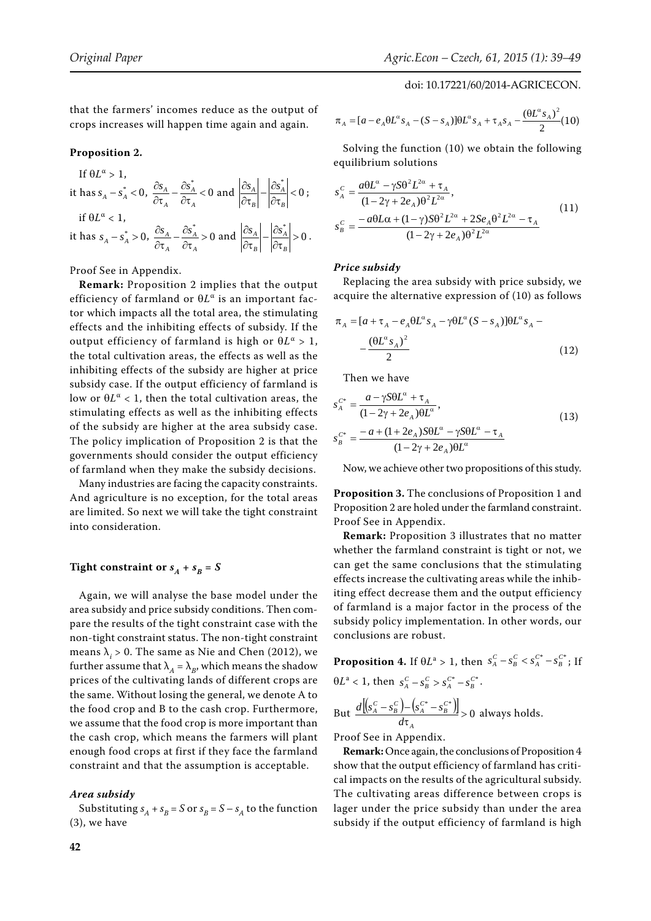that the farmers' incomes reduce as the output of crops increases will happen time again and again.

**Proposition 2.**

If $\theta L^{\alpha} > 1$,

it has $s_A - s_A^* < 0$, $\frac{\partial s_A}{\partial \tau_A} - \frac{\partial s_A^*}{\partial \tau_A} < 0$ and $\left|\frac{\partial s_A}{\partial \tau_B}\right| - \left|\frac{\partial s_A^*}{\partial \tau_B}\right| < 0$;

if $\theta L^{\alpha} < 1$,

it has $s_A - s_A^* > 0$, $\frac{\partial s_A}{\partial \tau_A} - \frac{\partial s_A^*}{\partial \tau_A} > 0$ and $\left|\frac{\partial s_A}{\partial \tau_B}\right| - \left|\frac{\partial s_A^*}{\partial \tau_B}\right| > 0$.

Proof See in Appendix.

**Remark:** Proposition 2 implies that the output efficiency of farmland or $\theta L^{\alpha}$ is an important factor which impacts all the total area, the stimulating effects and the inhibiting effects of subsidy. If the output efficiency of farmland is high or $\theta L^{\alpha} > 1$, the total cultivation areas, the effects as well as the inhibiting effects of the subsidy are higher at price subsidy case. If the output efficiency of farmland is low or $\theta L^{\alpha} < 1$, then the total cultivation areas, the stimulating effects as well as the inhibiting effects of the subsidy are higher at the area subsidy case. The policy implication of Proposition 2 is that the governments should consider the output efficiency of farmland when they make the subsidy decisions.

Many industries are facing the capacity constraints. And agriculture is no exception, for the total areas are limited. So next we will take the tight constraint into consideration.

### Tight constraint or $s_A + s_B = S$

Again, we will analyse the base model under the area subsidy and price subsidy conditions. Then compare the results of the tight constraint case with the non-tight constraint status. The non-tight constraint means $\lambda_i > 0$. The same as Nie and Chen (2012), we further assume that $\lambda_A = \lambda_B$, which means the shadow prices of the cultivating lands of different crops are the same. Without losing the general, we denote A to the food crop and B to the cash crop. Furthermore, we assume that the food crop is more important than the cash crop, which means the farmers will plant enough food crops at first if they face the farmland constraint and that the assumption is acceptable.

#### *Area subsidy*

Substituting $s_A + s_B = S$ or $s_B = S - s_A$ to the function (3), we have

$$\pi_A = [a - e_A \theta L^{\alpha} s_A - (S - s_A)]\theta L^{\alpha} s_A + \tau_A s_A - \frac{(\theta L^{\alpha} s_A)^2}{2} \quad (10)$$

Solving the function (10) we obtain the following equilibrium solutions

$$s_A^C = \frac{a\theta L^{\alpha} - \gamma S \theta^2 L^{2\alpha} + \tau_A}{(1 - 2\gamma + 2e_A)\theta^2 L^{2\alpha}},$$
$$s_B^C = \frac{-a\theta L\alpha + (1-\gamma)S\theta^2 L^{2\alpha} + 2Se_A\theta^2 L^{2\alpha} - \tau_A}{(1 - 2\gamma + 2e_A)\theta^2 L^{2\alpha}} \quad (11)$$

#### *Price subsidy*

Replacing the area subsidy with price subsidy, we acquire the alternative expression of (10) as follows

$$\pi_A = [a + \tau_A - e_A \theta L^{\alpha} s_A - \gamma \theta L^{\alpha}(S - s_A)]\theta L^{\alpha} s_A - \frac{(\theta L^{\alpha} s_A)^2}{2} \quad (12)$$

Then we have

$$s_A^{C*} = \frac{a - \gamma S \theta L^{\alpha} + \tau_A}{(1 - 2\gamma + 2e_A)\theta L^{\alpha}},$$
$$s_B^{C*} = \frac{-a + (1 + 2e_A)S\theta L^{\alpha} - \gamma S \theta L^{\alpha} - \tau_A}{(1 - 2\gamma + 2e_A)\theta L^{\alpha}} \quad (13)$$

Now, we achieve other two propositions of this study.

**Proposition 3.** The conclusions of Proposition 1 and Proposition 2 are holed under the farmland constraint. Proof See in Appendix.

**Remark:** Proposition 3 illustrates that no matter whether the farmland constraint is tight or not, we can get the same conclusions that the stimulating effects increase the cultivating areas while the inhibiting effect decrease them and the output efficiency of farmland is a major factor in the process of the subsidy policy implementation. In other words, our conclusions are robust.

**Proposition 4.** If $\theta L^{a} > 1$, then $s_A^C - s_B^C < s_A^{C*} - s_B^{C*}$; If $\theta L^{a} < 1$, then $s_A^C - s_B^C > s_A^{C*} - s_B^{C*}$.

But $\frac{d\left[\left(s_A^C - s_B^C\right) - \left(s_A^{C*} - s_B^{C*}\right)\right]}{d\tau_A} > 0$ always holds.

Proof See in Appendix.

**Remark:** Once again, the conclusions of Proposition 4 show that the output efficiency of farmland has critical impacts on the results of the agricultural subsidy. The cultivating areas difference between crops is lager under the price subsidy than under the area subsidy if the output efficiency of farmland is high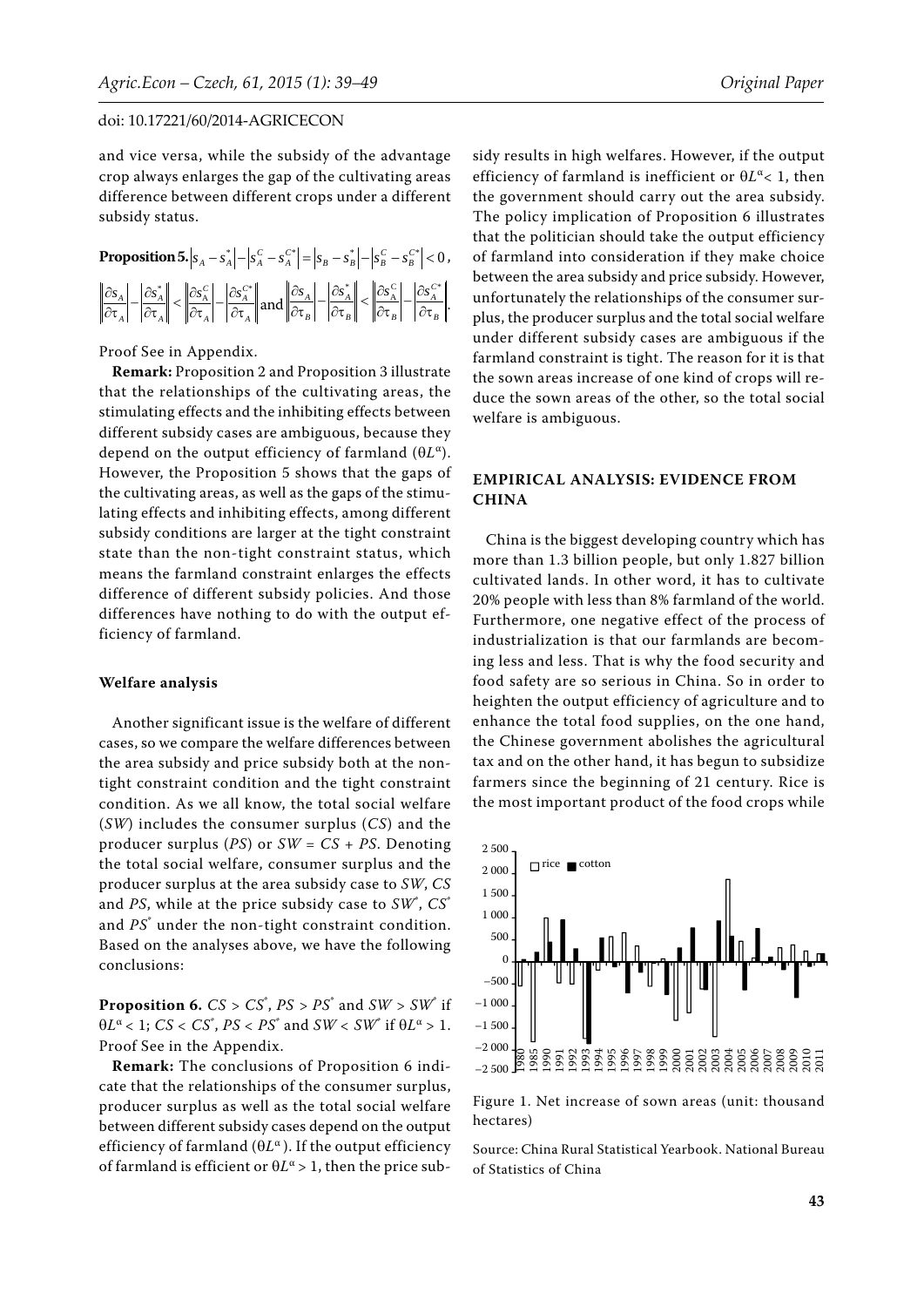and vice versa, while the subsidy of the advantage crop always enlarges the gap of the cultivating areas difference between different crops under a different subsidy status.

**Proposition 5.** $\left|s_A - s_A^*\right| - \left|s_A^C - s_A^{C*}\right| = \left|s_B - s_B^*\right| - \left|s_B^C - s_B^{C*}\right| < 0$,

$$\left\|\frac{\partial s_A}{\partial \tau_A}\right| - \left|\frac{\partial s_A^*}{\partial \tau_A}\right\| < \left\|\frac{\partial s_A^C}{\partial \tau_A}\right| - \left|\frac{\partial s_A^{C*}}{\partial \tau_A}\right\| \text{ and } \left\|\frac{\partial s_A}{\partial \tau_B}\right| - \left|\frac{\partial s_A^*}{\partial \tau_B}\right\| < \left\|\frac{\partial s_A^C}{\partial \tau_B}\right| - \left|\frac{\partial s_A^{C*}}{\partial \tau_B}\right\|.$$

Proof See in Appendix.

**Remark:** Proposition 2 and Proposition 3 illustrate that the relationships of the cultivating areas, the stimulating effects and the inhibiting effects between different subsidy cases are ambiguous, because they depend on the output efficiency of farmland ($\theta L^\alpha$). However, the Proposition 5 shows that the gaps of the cultivating areas, as well as the gaps of the stimulating effects and inhibiting effects, among different subsidy conditions are larger at the tight constraint state than the non-tight constraint status, which means the farmland constraint enlarges the effects difference of different subsidy policies. And those differences have nothing to do with the output efficiency of farmland.

### Welfare analysis

Another significant issue is the welfare of different cases, so we compare the welfare differences between the area subsidy and price subsidy both at the non-tight constraint condition and the tight constraint condition. As we all know, the total social welfare (*SW*) includes the consumer surplus (*CS*) and the producer surplus (*PS*) or $SW = CS + PS$. Denoting the total social welfare, consumer surplus and the producer surplus at the area subsidy case to *SW*, *CS* and *PS*, while at the price subsidy case to $SW^*$, $CS^*$ and $PS^*$ under the non-tight constraint condition. Based on the analyses above, we have the following conclusions:

**Proposition 6.** $CS > CS^*$, $PS > PS^*$ and $SW > SW^*$ if $\theta L^\alpha < 1$; $CS < CS^*$, $PS < PS^*$ and $SW < SW^*$ if $\theta L^\alpha > 1$. Proof See in the Appendix.

**Remark:** The conclusions of Proposition 6 indicate that the relationships of the consumer surplus, producer surplus as well as the total social welfare between different subsidy cases depend on the output efficiency of farmland ($\theta L^\alpha$). If the output efficiency of farmland is efficient or $\theta L^\alpha > 1$, then the price subsidy results in high welfares. However, if the output efficiency of farmland is inefficient or $\theta L^\alpha < 1$, then the government should carry out the area subsidy. The policy implication of Proposition 6 illustrates that the politician should take the output efficiency of farmland into consideration if they make choice between the area subsidy and price subsidy. However, unfortunately the relationships of the consumer surplus, the producer surplus and the total social welfare under different subsidy cases are ambiguous if the farmland constraint is tight. The reason for it is that the sown areas increase of one kind of crops will reduce the sown areas of the other, so the total social welfare is ambiguous.

## EMPIRICAL ANALYSIS: EVIDENCE FROM CHINA

China is the biggest developing country which has more than 1.3 billion people, but only 1.827 billion cultivated lands. In other word, it has to cultivate 20% people with less than 8% farmland of the world. Furthermore, one negative effect of the process of industrialization is that our farmlands are becoming less and less. That is why the food security and food safety are so serious in China. So in order to heighten the output efficiency of agriculture and to enhance the total food supplies, on the one hand, the Chinese government abolishes the agricultural tax and on the other hand, it has begun to subsidize farmers since the beginning of 21 century. Rice is the most important product of the food crops while

Figure 1. Net increase of sown areas (unit: thousand hectares)

Source: China Rural Statistical Yearbook. National Bureau of Statistics of China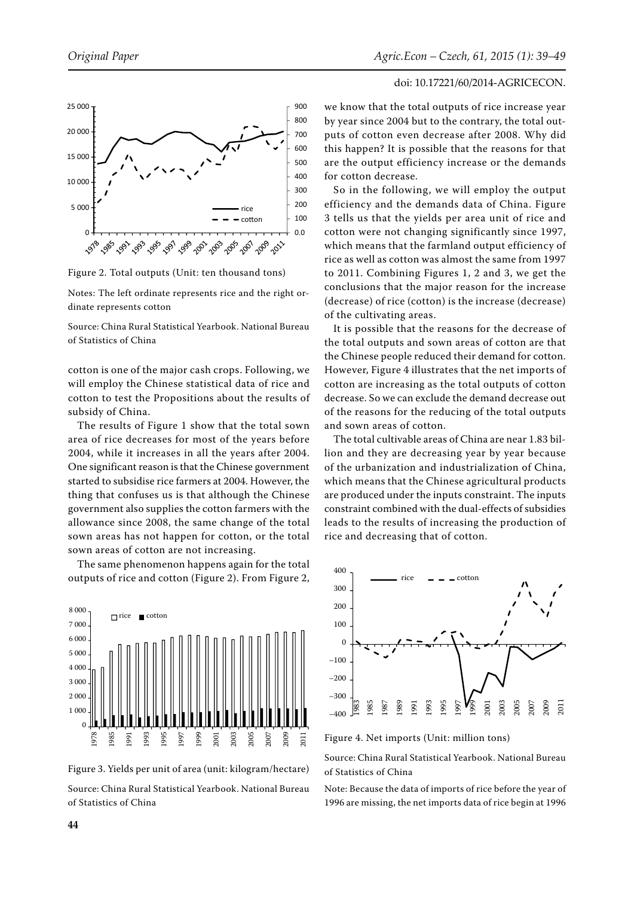Figure 2. Total outputs (Unit: ten thousand tons)

Notes: The left ordinate represents rice and the right ordinate represents cotton

Source: China Rural Statistical Yearbook. National Bureau of Statistics of China

cotton is one of the major cash crops. Following, we will employ the Chinese statistical data of rice and cotton to test the Propositions about the results of subsidy of China.

The results of Figure 1 show that the total sown area of rice decreases for most of the years before 2004, while it increases in all the years after 2004. One significant reason is that the Chinese government started to subsidise rice farmers at 2004. However, the thing that confuses us is that although the Chinese government also supplies the cotton farmers with the allowance since 2008, the same change of the total sown areas has not happen for cotton, or the total sown areas of cotton are not increasing.

The same phenomenon happens again for the total outputs of rice and cotton (Figure 2). From Figure 2, we know that the total outputs of rice increase year by year since 2004 but to the contrary, the total outputs of cotton even decrease after 2008. Why did this happen? It is possible that the reasons for that are the output efficiency increase or the demands for cotton decrease.

So in the following, we will employ the output efficiency and the demands data of China. Figure 3 tells us that the yields per area unit of rice and cotton were not changing significantly since 1997, which means that the farmland output efficiency of rice as well as cotton was almost the same from 1997 to 2011. Combining Figures 1, 2 and 3, we get the conclusions that the major reason for the increase (decrease) of rice (cotton) is the increase (decrease) of the cultivating areas.

It is possible that the reasons for the decrease of the total outputs and sown areas of cotton are that the Chinese people reduced their demand for cotton. However, Figure 4 illustrates that the net imports of cotton are increasing as the total outputs of cotton decrease. So we can exclude the demand decrease out of the reasons for the reducing of the total outputs and sown areas of cotton.

The total cultivable areas of China are near 1.83 billion and they are decreasing year by year because of the urbanization and industrialization of China, which means that the Chinese agricultural products are produced under the inputs constraint. The inputs constraint combined with the dual-effects of subsidies leads to the results of increasing the production of rice and decreasing that of cotton.

Figure 3. Yields per unit of area (unit: kilogram/hectare)

Source: China Rural Statistical Yearbook. National Bureau of Statistics of China

Figure 4. Net imports (Unit: million tons)

Source: China Rural Statistical Yearbook. National Bureau of Statistics of China

Note: Because the data of imports of rice before the year of 1996 are missing, the net imports data of rice begin at 1996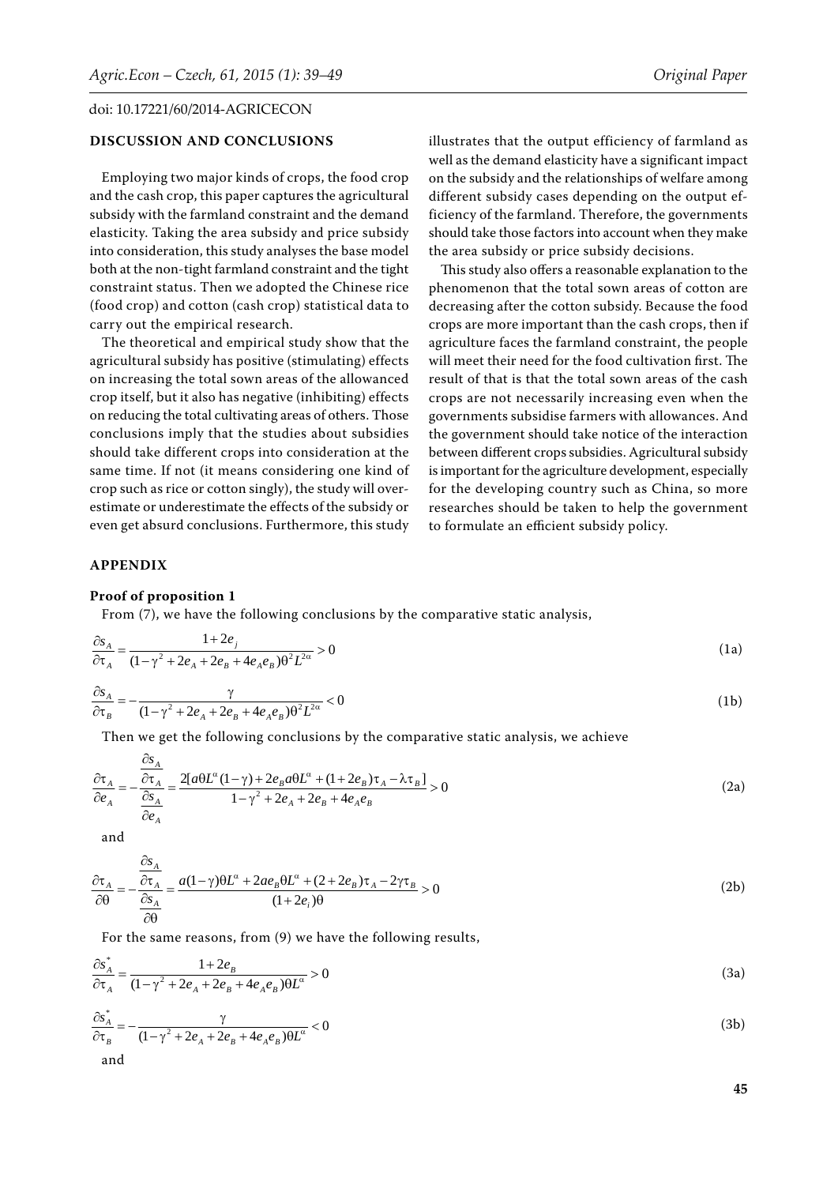## DISCUSSION AND CONCLUSIONS

Employing two major kinds of crops, the food crop and the cash crop, this paper captures the agricultural subsidy with the farmland constraint and the demand elasticity. Taking the area subsidy and price subsidy into consideration, this study analyses the base model both at the non-tight farmland constraint and the tight constraint status. Then we adopted the Chinese rice (food crop) and cotton (cash crop) statistical data to carry out the empirical research.

The theoretical and empirical study show that the agricultural subsidy has positive (stimulating) effects on increasing the total sown areas of the allowanced crop itself, but it also has negative (inhibiting) effects on reducing the total cultivating areas of others. Those conclusions imply that the studies about subsidies should take different crops into consideration at the same time. If not (it means considering one kind of crop such as rice or cotton singly), the study will overestimate or underestimate the effects of the subsidy or even get absurd conclusions. Furthermore, this study illustrates that the output efficiency of farmland as well as the demand elasticity have a significant impact on the subsidy and the relationships of welfare among different subsidy cases depending on the output efficiency of the farmland. Therefore, the governments should take those factors into account when they make the area subsidy or price subsidy decisions.

This study also offers a reasonable explanation to the phenomenon that the total sown areas of cotton are decreasing after the cotton subsidy. Because the food crops are more important than the cash crops, then if agriculture faces the farmland constraint, the people will meet their need for the food cultivation first. The result of that is that the total sown areas of the cash crops are not necessarily increasing even when the governments subsidise farmers with allowances. And the government should take notice of the interaction between different crops subsidies. Agricultural subsidy is important for the agriculture development, especially for the developing country such as China, so more researches should be taken to help the government to formulate an efficient subsidy policy.

## APPENDIX

### Proof of proposition 1

From (7), we have the following conclusions by the comparative static analysis,

$$\frac{\partial s_A}{\partial \tau_A} = \frac{1+2e_j}{(1-\gamma^2+2e_A+2e_B+4e_Ae_B)\theta^2 L^{2\alpha}} > 0 \tag{1a}$$

$$\frac{\partial s_A}{\partial \tau_B} = -\frac{\gamma}{(1-\gamma^2+2e_A+2e_B+4e_Ae_B)\theta^2 L^{2\alpha}} < 0 \tag{1b}$$

Then we get the following conclusions by the comparative static analysis, we achieve

$$\frac{\partial \tau_A}{\partial e_A} = -\frac{\dfrac{\partial s_A}{\partial \tau_A}}{\dfrac{\partial s_A}{\partial e_A}} = \frac{2[a\theta L^{\alpha}(1-\gamma)+2e_B a\theta L^{\alpha}+(1+2e_B)\tau_A-\lambda\tau_B]}{1-\gamma^2+2e_A+2e_B+4e_Ae_B} > 0 \tag{2a}$$

and

$$\frac{\partial \tau_A}{\partial \theta} = -\frac{\dfrac{\partial s_A}{\partial \tau_A}}{\dfrac{\partial s_A}{\partial \theta}} = \frac{a(1-\gamma)\theta L^{\alpha}+2ae_B\theta L^{\alpha}+(2+2e_B)\tau_A-2\gamma\tau_B}{(1+2e_i)\theta} > 0 \tag{2b}$$

For the same reasons, from (9) we have the following results,

$$\frac{\partial s_A^*}{\partial \tau_A} = \frac{1+2e_B}{(1-\gamma^2+2e_A+2e_B+4e_Ae_B)\theta L^{\alpha}} > 0 \tag{3a}$$

$$\frac{\partial s_A^*}{\partial \tau_B} = -\frac{\gamma}{(1-\gamma^2+2e_A+2e_B+4e_Ae_B)\theta L^{\alpha}} < 0 \tag{3b}$$

and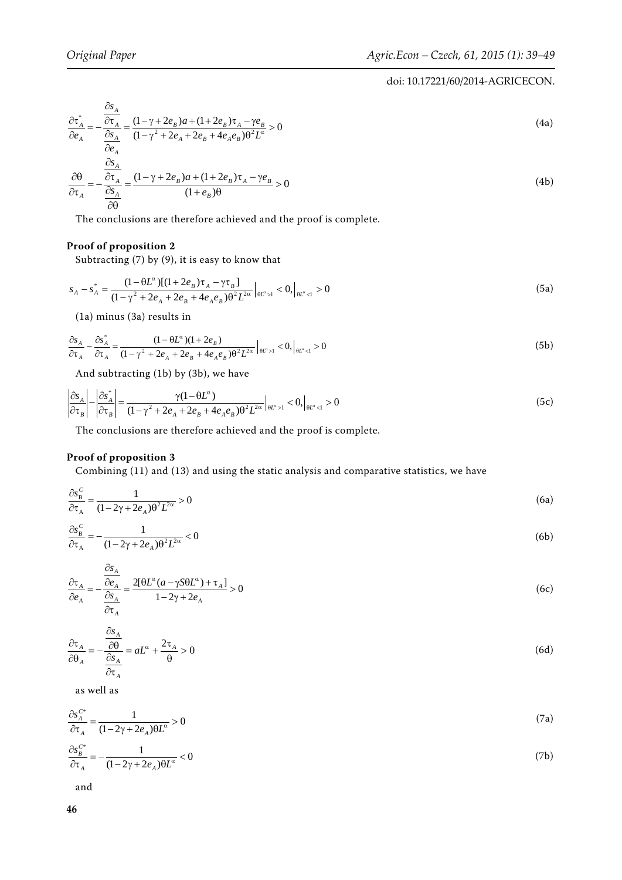$$\frac{\partial \tau_A^*}{\partial e_A} = -\frac{\dfrac{\partial s_A}{\partial \tau_A}}{\dfrac{\partial s_A}{\partial e_A}} = \frac{(1-\gamma+2e_B)a+(1+2e_B)\tau_A-\gamma e_B}{(1-\gamma^2+2e_A+2e_B+4e_Ae_B)\theta^2 L^\alpha} > 0 \tag{4a}$$

$$\frac{\partial \theta}{\partial \tau_A} = -\frac{\dfrac{\partial s_A}{\partial \tau_A}}{\dfrac{\partial s_A}{\partial \theta}} = \frac{(1-\gamma+2e_B)a+(1+2e_B)\tau_A-\gamma e_B}{(1+e_B)\theta} > 0 \tag{4b}$$

The conclusions are therefore achieved and the proof is complete.

**Proof of proposition 2**

Subtracting (7) by (9), it is easy to know that

$$s_A - s_A^* = \frac{(1-\theta L^\alpha)[(1+2e_B)\tau_A - \gamma\tau_B]}{(1-\gamma^2+2e_A+2e_B+4e_Ae_B)\theta^2 L^{2\alpha}}\Big|_{\theta L^\alpha>1} < 0, \Big|_{\theta L^\alpha<1} > 0 \tag{5a}$$

(1a) minus (3a) results in

$$\frac{\partial s_A}{\partial \tau_A} - \frac{\partial s_A^*}{\partial \tau_A} = \frac{(1-\theta L^\alpha)(1+2e_B)}{(1-\gamma^2+2e_A+2e_B+4e_Ae_B)\theta^2 L^{2\alpha}}\Big|_{\theta L^\alpha>1} < 0, \Big|_{\theta L^\alpha<1} > 0 \tag{5b}$$

And subtracting (1b) by (3b), we have

$$\left|\frac{\partial s_A}{\partial \tau_B}\right| - \left|\frac{\partial s_A^*}{\partial \tau_B}\right| = \frac{\gamma(1-\theta L^\alpha)}{(1-\gamma^2+2e_A+2e_B+4e_Ae_B)\theta^2 L^{2\alpha}}\Big|_{\theta L^\alpha>1} < 0, \Big|_{\theta L^\alpha<1} > 0 \tag{5c}$$

The conclusions are therefore achieved and the proof is complete.

**Proof of proposition 3**

Combining (11) and (13) and using the static analysis and comparative statistics, we have

$$\frac{\partial s_B^C}{\partial \tau_A} = \frac{1}{(1-2\gamma+2e_A)\theta^2 L^{2\alpha}} > 0 \tag{6a}$$

$$\frac{\partial s_B^C}{\partial \tau_A} = -\frac{1}{(1-2\gamma+2e_A)\theta^2 L^{2\alpha}} < 0 \tag{6b}$$

$$\frac{\partial \tau_A}{\partial e_A} = -\frac{\dfrac{\partial s_A}{\partial e_A}}{\dfrac{\partial s_A}{\partial \tau_A}} = \frac{2[\theta L^\alpha(a-\gamma S\theta L^\alpha)+\tau_A]}{1-2\gamma+2e_A} > 0 \tag{6c}$$

$$\frac{\partial \tau_A}{\partial \theta_A} = -\frac{\dfrac{\partial s_A}{\partial \theta}}{\dfrac{\partial s_A}{\partial \tau_A}} = aL^\alpha + \frac{2\tau_A}{\theta} > 0 \tag{6d}$$

as well as

$$\frac{\partial s_A^{C*}}{\partial \tau_A} = \frac{1}{(1-2\gamma+2e_A)\theta L^\alpha} > 0 \tag{7a}$$

$$\frac{\partial s_B^{C*}}{\partial \tau_A} = -\frac{1}{(1-2\gamma+2e_A)\theta L^\alpha} < 0 \tag{7b}$$

and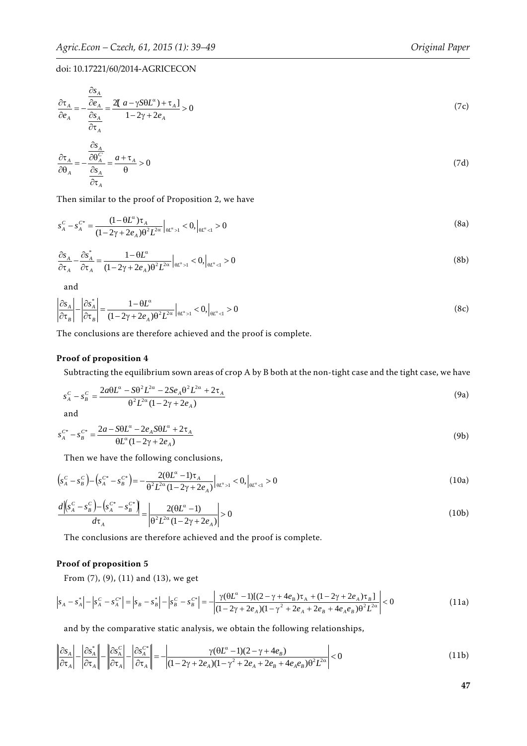$$\frac{\partial \tau_A}{\partial e_A} = -\frac{\dfrac{\partial s_A}{\partial e_A}}{\dfrac{\partial s_A}{\partial \tau_A}} = \frac{2[\, a - \gamma S \theta L^{\alpha}) + \tau_A]}{1 - 2\gamma + 2e_A} > 0 \tag{7c}$$

$$\frac{\partial \tau_A}{\partial \theta_A} = -\frac{\dfrac{\partial s_A}{\partial \theta_A^{C'}}}{\dfrac{\partial s_A}{\partial \tau_A}} = \frac{a + \tau_A}{\theta} > 0 \tag{7d}$$

Then similar to the proof of Proposition 2, we have

$$s_A^C - s_A^{C^*} = \frac{(1 - \theta L^{\alpha})\tau_A}{(1 - 2\gamma + 2e_A)\theta^2 L^{2\alpha}} \Big|_{\theta L^{\alpha} > 1} < 0, \Big|_{\theta L^{\alpha} < 1} > 0 \tag{8a}$$

$$\frac{\partial s_A}{\partial \tau_A} - \frac{\partial s_A^*}{\partial \tau_A} = \frac{1 - \theta L^{\alpha}}{(1 - 2\gamma + 2e_A)\theta^2 L^{2\alpha}} \Big|_{\theta L^{\alpha} > 1} < 0, \Big|_{\theta L^{\alpha} < 1} > 0 \tag{8b}$$

and

$$\left|\frac{\partial s_A}{\partial \tau_B}\right| - \left|\frac{\partial s_A^*}{\partial \tau_B}\right| = \frac{1 - \theta L^{\alpha}}{(1 - 2\gamma + 2e_A)\theta^2 L^{2\alpha}} \Big|_{\theta L^{\alpha} > 1} < 0, \Big|_{\theta L^{\alpha} < 1} > 0 \tag{8c}$$

The conclusions are therefore achieved and the proof is complete.

**Proof of proposition 4**

Subtracting the equilibrium sown areas of crop A by B both at the non-tight case and the tight case, we have

$$s_A^C - s_B^C = \frac{2a\theta L^{\alpha} - S\theta^2 L^{2\alpha} - 2Se_A\theta^2 L^{2\alpha} + 2\tau_A}{\theta^2 L^{2\alpha}(1 - 2\gamma + 2e_A)} \tag{9a}$$

and

$$s_A^{C^*} - s_B^{C^*} = \frac{2a - S\theta L^{\alpha} - 2e_A S\theta L^{\alpha} + 2\tau_A}{\theta L^{\alpha}(1 - 2\gamma + 2e_A)} \tag{9b}$$

Then we have the following conclusions,

$$\left(s_A^C - s_B^C\right) - \left(s_A^{C^*} - s_B^{C^*}\right) = -\frac{2(\theta L^{\alpha} - 1)\tau_A}{\theta^2 L^{2\alpha}(1 - 2\gamma + 2e_A)} \Big|_{\theta L^{\alpha} > 1} < 0, \Big|_{\theta L^{\alpha} < 1} > 0 \tag{10a}$$

$$\frac{d\left|\left(s_A^C - s_B^C\right) - \left(s_A^{C^*} - s_B^{C^*}\right)\right|}{d\tau_A} = \left|\frac{2(\theta L^{\alpha} - 1)}{\theta^2 L^{2\alpha}(1 - 2\gamma + 2e_A)}\right| > 0 \tag{10b}$$

The conclusions are therefore achieved and the proof is complete.

**Proof of proposition 5**

From (7), (9), (11) and (13), we get

$$\left|s_A - s_A^*\right| - \left|s_A^C - s_A^{C^*}\right| = \left|s_B - s_B^*\right| - \left|s_B^C - s_B^{C^*}\right| = -\left|\frac{\gamma(\theta L^{\alpha} - 1)[(2 - \gamma + 4e_B)\tau_A + (1 - 2\gamma + 2e_A)\tau_B]}{(1 - 2\gamma + 2e_A)(1 - \gamma^2 + 2e_A + 2e_B + 4e_A e_B)\theta^2 L^{2\alpha}}\right| < 0 \tag{11a}$$

and by the comparative static analysis, we obtain the following relationships,

$$\left\|\frac{\partial s_A}{\partial \tau_A}\right| - \left|\frac{\partial s_A^*}{\partial \tau_A}\right\| - \left\|\frac{\partial s_A^C}{\partial \tau_A}\right| - \left|\frac{\partial s_A^{C^*}}{\partial \tau_A}\right\| = -\left|\frac{\gamma(\theta L^{\alpha} - 1)(2 - \gamma + 4e_B)}{(1 - 2\gamma + 2e_A)(1 - \gamma^2 + 2e_A + 2e_B + 4e_A e_B)\theta^2 L^{2\alpha}}\right| < 0 \tag{11b}$$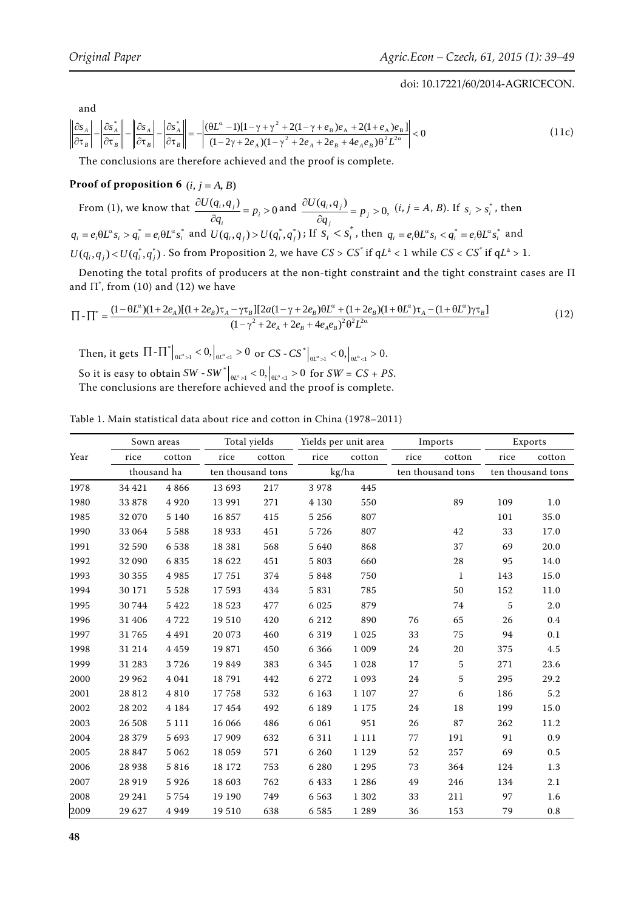and

$$\left|\left|\frac{\partial s_A}{\partial \tau_B}\right| - \left|\frac{\partial s_A^*}{\partial \tau_B}\right|\right| - \left|\left|\frac{\partial s_A}{\partial \tau_B}\right| - \left|\frac{\partial s_A^*}{\partial \tau_B}\right|\right| = -\left|\frac{(\theta L^\alpha - 1)[1-\gamma+\gamma^2+2(1-\gamma+e_B)e_A + 2(1+e_A)e_B]}{(1-2\gamma+2e_A)(1-\gamma^2+2e_A+2e_B+4e_Ae_B)\theta^2 L^{2\alpha}}\right| < 0 \tag{11c}$$

The conclusions are therefore achieved and the proof is complete.

**Proof of proposition 6** $(i, j = A, B)$

From (1), we know that $\frac{\partial U(q_i, q_j)}{\partial q_i} = p_i > 0$ and $\frac{\partial U(q_i, q_j)}{\partial q_j} = p_j > 0$, $(i, j = A, B)$. If $s_i > s_i^*$, then $q_i = e_i\theta L^\alpha s_i > q_i^* = e_i\theta L^\alpha s_i^*$ and $U(q_i, q_j) > U(q_i^*, q_j^*)$; If $s_i < s_i^*$, then $q_i = e_i\theta L^\alpha s_i < q_i^* = e_i\theta L^\alpha s_i^*$ and $U(q_i, q_j) < U(q_i^*, q_j^*)$. So from Proposition 2, we have $CS > CS^*$ if $qL^a < 1$ while $CS < CS^*$ if $qL^a > 1$.

Denoting the total profits of producers at the non-tight constraint and the tight constraint cases are $\Pi$ and $\Pi^*$, from (10) and (12) we have

$$\Pi - \Pi^* = \frac{(1-\theta L^\alpha)(1+2e_A)[(1+2e_B)\tau_A - \gamma\tau_B][2a(1-\gamma+2e_B)\theta L^\alpha + (1+2e_B)(1+\theta L^\alpha)\tau_A - (1+\theta L^\alpha)\gamma\tau_B]}{(1-\gamma^2+2e_A+2e_B+4e_Ae_B)^2\theta^2 L^{2\alpha}} \tag{12}$$

Then, it gets $\Pi - \Pi^*\big|_{\theta L^\alpha > 1} < 0, \big|_{\theta L^\alpha < 1} > 0$ or $CS - CS^*\big|_{\theta L^\alpha > 1} < 0, \big|_{\theta L^\alpha < 1} > 0$.

So it is easy to obtain $SW - SW^*\big|_{\theta L^\alpha > 1} < 0, \big|_{\theta L^\alpha < 1} > 0$ for $SW = CS + PS$.

The conclusions are therefore achieved and the proof is complete.

Table 1. Main statistical data about rice and cotton in China (1978–2011)

| Year | Sown areas | | Total yields | | Yields per unit area | | Imports | | Exports | |
|---|---|---|---|---|---|---|---|---|---|---|
| | rice | cotton | rice | cotton | rice | cotton | rice | cotton | rice | cotton |
| | thousand ha | | ten thousand tons | | kg/ha | | ten thousand tons | | ten thousand tons | |
| 1978 | 34 421 | 4 866 | 13 693 | 217 | 3 978 | 445 | | | | |
| 1980 | 33 878 | 4 920 | 13 991 | 271 | 4 130 | 550 | | 89 | 109 | 1.0 |
| 1985 | 32 070 | 5 140 | 16 857 | 415 | 5 256 | 807 | | | 101 | 35.0 |
| 1990 | 33 064 | 5 588 | 18 933 | 451 | 5 726 | 807 | | 42 | 33 | 17.0 |
| 1991 | 32 590 | 6 538 | 18 381 | 568 | 5 640 | 868 | | 37 | 69 | 20.0 |
| 1992 | 32 090 | 6 835 | 18 622 | 451 | 5 803 | 660 | | 28 | 95 | 14.0 |
| 1993 | 30 355 | 4 985 | 17 751 | 374 | 5 848 | 750 | | 1 | 143 | 15.0 |
| 1994 | 30 171 | 5 528 | 17 593 | 434 | 5 831 | 785 | | 50 | 152 | 11.0 |
| 1995 | 30 744 | 5 422 | 18 523 | 477 | 6 025 | 879 | | 74 | 5 | 2.0 |
| 1996 | 31 406 | 4 722 | 19 510 | 420 | 6 212 | 890 | 76 | 65 | 26 | 0.4 |
| 1997 | 31 765 | 4 491 | 20 073 | 460 | 6 319 | 1 025 | 33 | 75 | 94 | 0.1 |
| 1998 | 31 214 | 4 459 | 19 871 | 450 | 6 366 | 1 009 | 24 | 20 | 375 | 4.5 |
| 1999 | 31 283 | 3 726 | 19 849 | 383 | 6 345 | 1 028 | 17 | 5 | 271 | 23.6 |
| 2000 | 29 962 | 4 041 | 18 791 | 442 | 6 272 | 1 093 | 24 | 5 | 295 | 29.2 |
| 2001 | 28 812 | 4 810 | 17 758 | 532 | 6 163 | 1 107 | 27 | 6 | 186 | 5.2 |
| 2002 | 28 202 | 4 184 | 17 454 | 492 | 6 189 | 1 175 | 24 | 18 | 199 | 15.0 |
| 2003 | 26 508 | 5 111 | 16 066 | 486 | 6 061 | 951 | 26 | 87 | 262 | 11.2 |
| 2004 | 28 379 | 5 693 | 17 909 | 632 | 6 311 | 1 111 | 77 | 191 | 91 | 0.9 |
| 2005 | 28 847 | 5 062 | 18 059 | 571 | 6 260 | 1 129 | 52 | 257 | 69 | 0.5 |
| 2006 | 28 938 | 5 816 | 18 172 | 753 | 6 280 | 1 295 | 73 | 364 | 124 | 1.3 |
| 2007 | 28 919 | 5 926 | 18 603 | 762 | 6 433 | 1 286 | 49 | 246 | 134 | 2.1 |
| 2008 | 29 241 | 5 754 | 19 190 | 749 | 6 563 | 1 302 | 33 | 211 | 97 | 1.6 |
| 2009 | 29 627 | 4 949 | 19 510 | 638 | 6 585 | 1 289 | 36 | 153 | 79 | 0.8 |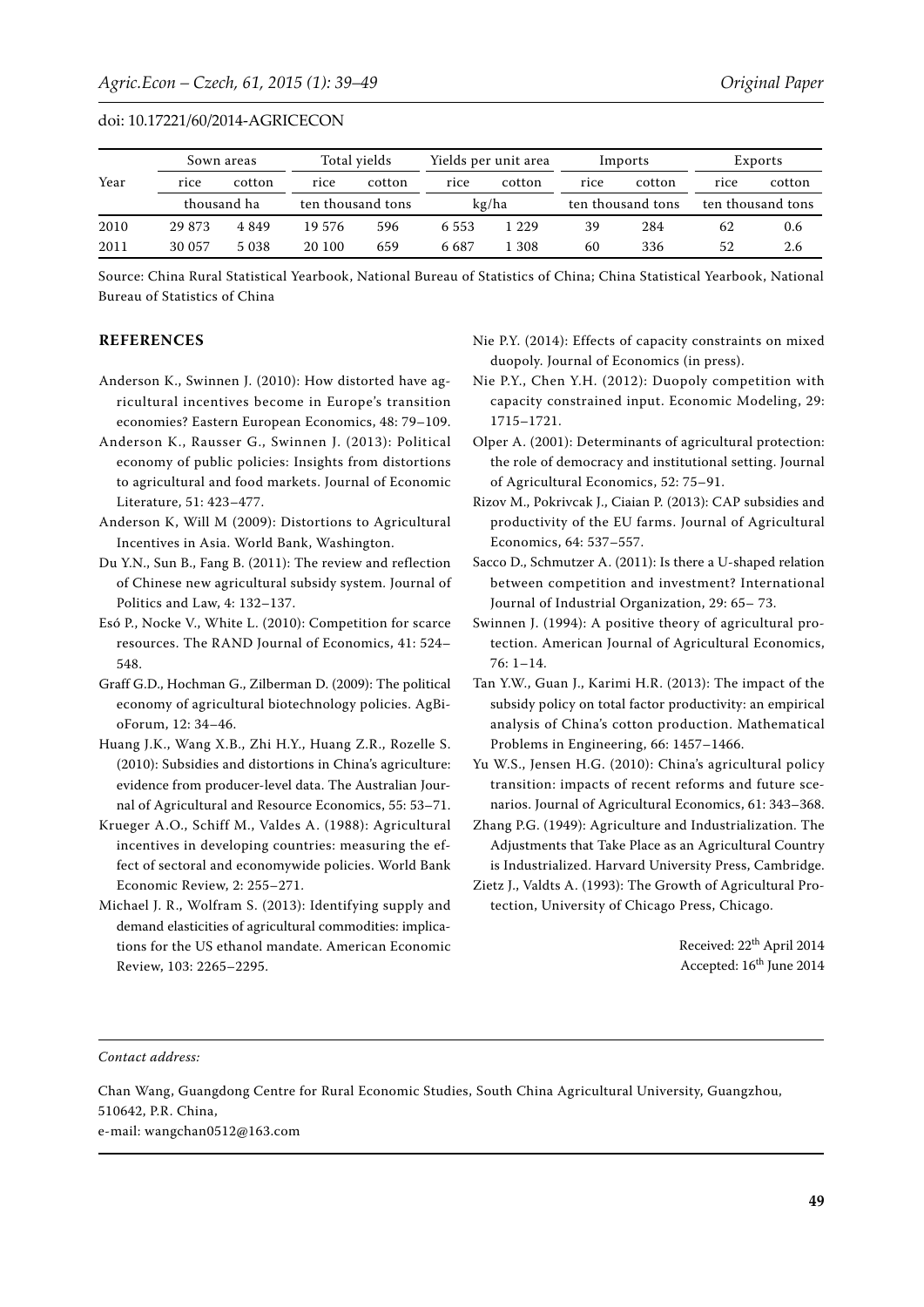| Year | Sown areas | | Total yields | | Yields per unit area | | Imports | | Exports | |
|---|---|---|---|---|---|---|---|---|---|---|
| | rice | cotton | rice | cotton | rice | cotton | rice | cotton | rice | cotton |
| | thousand ha | | ten thousand tons | | kg/ha | | ten thousand tons | | ten thousand tons | |
| 2010 | 29 873 | 4 849 | 19 576 | 596 | 6 553 | 1 229 | 39 | 284 | 62 | 0.6 |
| 2011 | 30 057 | 5 038 | 20 100 | 659 | 6 687 | 1 308 | 60 | 336 | 52 | 2.6 |

Source: China Rural Statistical Yearbook, National Bureau of Statistics of China; China Statistical Yearbook, National Bureau of Statistics of China

## REFERENCES

Anderson K., Swinnen J. (2010): How distorted have agricultural incentives become in Europe's transition economies? Eastern European Economics, 48: 79–109.

Anderson K., Rausser G., Swinnen J. (2013): Political economy of public policies: Insights from distortions to agricultural and food markets. Journal of Economic Literature, 51: 423–477.

Anderson K, Will M (2009): Distortions to Agricultural Incentives in Asia. World Bank, Washington.

Du Y.N., Sun B., Fang B. (2011): The review and reflection of Chinese new agricultural subsidy system. Journal of Politics and Law, 4: 132–137.

Esó P., Nocke V., White L. (2010): Competition for scarce resources. The RAND Journal of Economics, 41: 524–548.

Graff G.D., Hochman G., Zilberman D. (2009): The political economy of agricultural biotechnology policies. AgBioForum, 12: 34–46.

Huang J.K., Wang X.B., Zhi H.Y., Huang Z.R., Rozelle S. (2010): Subsidies and distortions in China's agriculture: evidence from producer-level data. The Australian Journal of Agricultural and Resource Economics, 55: 53–71.

Krueger A.O., Schiff M., Valdes A. (1988): Agricultural incentives in developing countries: measuring the effect of sectoral and economywide policies. World Bank Economic Review, 2: 255–271.

Michael J. R., Wolfram S. (2013): Identifying supply and demand elasticities of agricultural commodities: implications for the US ethanol mandate. American Economic Review, 103: 2265–2295.

Nie P.Y. (2014): Effects of capacity constraints on mixed duopoly. Journal of Economics (in press).

Nie P.Y., Chen Y.H. (2012): Duopoly competition with capacity constrained input. Economic Modeling, 29: 1715–1721.

Olper A. (2001): Determinants of agricultural protection: the role of democracy and institutional setting. Journal of Agricultural Economics, 52: 75–91.

Rizov M., Pokrivcak J., Ciaian P. (2013): CAP subsidies and productivity of the EU farms. Journal of Agricultural Economics, 64: 537–557.

Sacco D., Schmutzer A. (2011): Is there a U-shaped relation between competition and investment? International Journal of Industrial Organization, 29: 65– 73.

Swinnen J. (1994): A positive theory of agricultural protection. American Journal of Agricultural Economics, 76: 1–14.

Tan Y.W., Guan J., Karimi H.R. (2013): The impact of the subsidy policy on total factor productivity: an empirical analysis of China's cotton production. Mathematical Problems in Engineering, 66: 1457–1466.

Yu W.S., Jensen H.G. (2010): China's agricultural policy transition: impacts of recent reforms and future scenarios. Journal of Agricultural Economics, 61: 343–368.

Zhang P.G. (1949): Agriculture and Industrialization. The Adjustments that Take Place as an Agricultural Country is Industrialized. Harvard University Press, Cambridge.

Zietz J., Valdts A. (1993): The Growth of Agricultural Protection, University of Chicago Press, Chicago.

Received: 22[th] April 2014
Accepted: 16[th] June 2014

*Contact address:*

Chan Wang, Guangdong Centre for Rural Economic Studies, South China Agricultural University, Guangzhou, 510642, P.R. China,
e-mail: wangchan0512@163.com